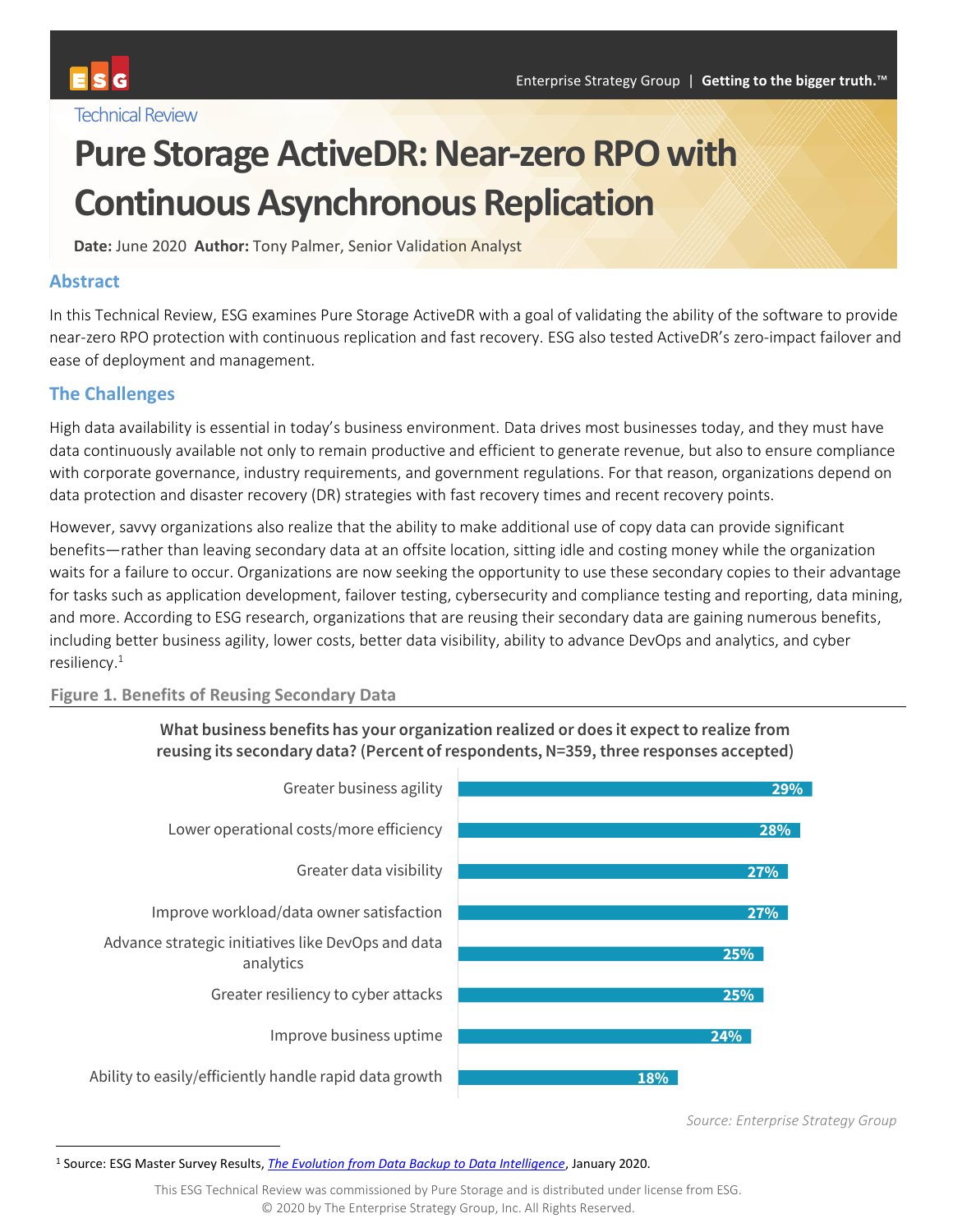Technical Review

# Pure Storage ActiveDR: Near-zero RPO with Continuous Asynchronous Replication

**Date:** June 2020 **Author:** Tony Palmer, Senior Validation Analyst

## Abstract

In this Technical Review, ESG examines Pure Storage ActiveDR with a goal of validating the ability of the software to provide near-zero RPO protection with continuous replication and fast recovery. ESG also tested ActiveDR's zero-impact failover and ease of deployment and management.

## The Challenges

High data availability is essential in today's business environment. Data drives most businesses today, and they must have data continuously available not only to remain productive and efficient to generate revenue, but also to ensure compliance with corporate governance, industry requirements, and government regulations. For that reason, organizations depend on data protection and disaster recovery (DR) strategies with fast recovery times and recent recovery points.

However, savvy organizations also realize that the ability to make additional use of copy data can provide significant benefits—rather than leaving secondary data at an offsite location, sitting idle and costing money while the organization waits for a failure to occur. Organizations are now seeking the opportunity to use these secondary copies to their advantage for tasks such as application development, failover testing, cybersecurity and compliance testing and reporting, data mining, and more. According to ESG research, organizations that are reusing their secondary data are gaining numerous benefits, including better business agility, lower costs, better data visibility, ability to advance DevOps and analytics, and cyber resiliency.[1]

**Figure 1. Benefits of Reusing Secondary Data**

**What business benefits has your organization realized or does it expect to realize from reusing its secondary data? (Percent of respondents, N=359, three responses accepted)**

| Benefit | Percent |
|---|---|
| Greater business agility | 29% |
| Lower operational costs/more efficiency | 28% |
| Greater data visibility | 27% |
| Improve workload/data owner satisfaction | 27% |
| Advance strategic initiatives like DevOps and data analytics | 25% |
| Greater resiliency to cyber attacks | 25% |
| Improve business uptime | 24% |
| Ability to easily/efficiently handle rapid data growth | 18% |

*Source: Enterprise Strategy Group*

[1] Source: ESG Master Survey Results, *The Evolution from Data Backup to Data Intelligence*, January 2020.

This ESG Technical Review was commissioned by Pure Storage and is distributed under license from ESG.
© 2020 by The Enterprise Strategy Group, Inc. All Rights Reserved.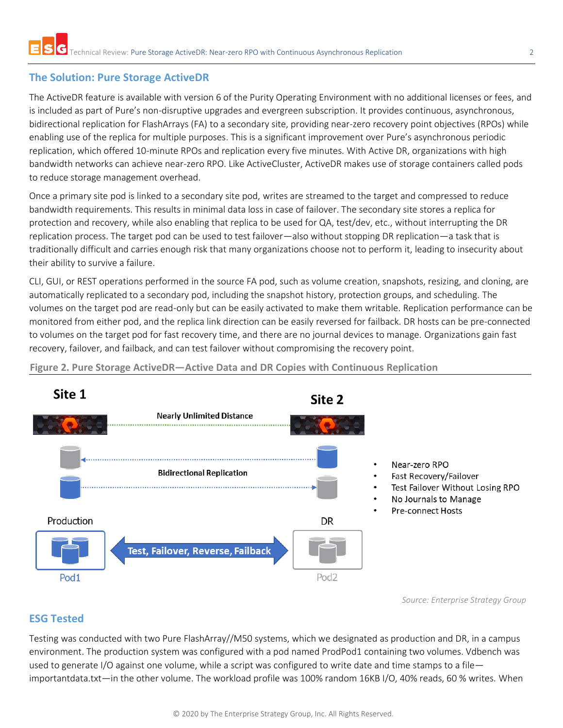## The Solution: Pure Storage ActiveDR

The ActiveDR feature is available with version 6 of the Purity Operating Environment with no additional licenses or fees, and is included as part of Pure's non-disruptive upgrades and evergreen subscription. It provides continuous, asynchronous, bidirectional replication for FlashArrays (FA) to a secondary site, providing near-zero recovery point objectives (RPOs) while enabling use of the replica for multiple purposes. This is a significant improvement over Pure's asynchronous periodic replication, which offered 10-minute RPOs and replication every five minutes. With Active DR, organizations with high bandwidth networks can achieve near-zero RPO. Like ActiveCluster, ActiveDR makes use of storage containers called pods to reduce storage management overhead.

Once a primary site pod is linked to a secondary site pod, writes are streamed to the target and compressed to reduce bandwidth requirements. This results in minimal data loss in case of failover. The secondary site stores a replica for protection and recovery, while also enabling that replica to be used for QA, test/dev, etc., without interrupting the DR replication process. The target pod can be used to test failover—also without stopping DR replication—a task that is traditionally difficult and carries enough risk that many organizations choose not to perform it, leading to insecurity about their ability to survive a failure.

CLI, GUI, or REST operations performed in the source FA pod, such as volume creation, snapshots, resizing, and cloning, are automatically replicated to a secondary pod, including the snapshot history, protection groups, and scheduling. The volumes on the target pod are read-only but can be easily activated to make them writable. Replication performance can be monitored from either pod, and the replica link direction can be easily reversed for failback. DR hosts can be pre-connected to volumes on the target pod for fast recovery time, and there are no journal devices to manage. Organizations gain fast recovery, failover, and failback, and can test failover without compromising the recovery point.

**Figure 2. Pure Storage ActiveDR—Active Data and DR Copies with Continuous Replication**

Site 1 — Nearly Unlimited Distance — Site 2

Bidirectional Replication

Production (Pod1) — Test, Failover, Reverse, Failback — DR (Pod2)

- Near-zero RPO
- Fast Recovery/Failover
- Test Failover Without Losing RPO
- No Journals to Manage
- Pre-connect Hosts

*Source: Enterprise Strategy Group*

## ESG Tested

Testing was conducted with two Pure FlashArray//M50 systems, which we designated as production and DR, in a campus environment. The production system was configured with a pod named ProdPod1 containing two volumes. Vdbench was used to generate I/O against one volume, while a script was configured to write date and time stamps to a file—importantdata.txt—in the other volume. The workload profile was 100% random 16KB I/O, 40% reads, 60 % writes. When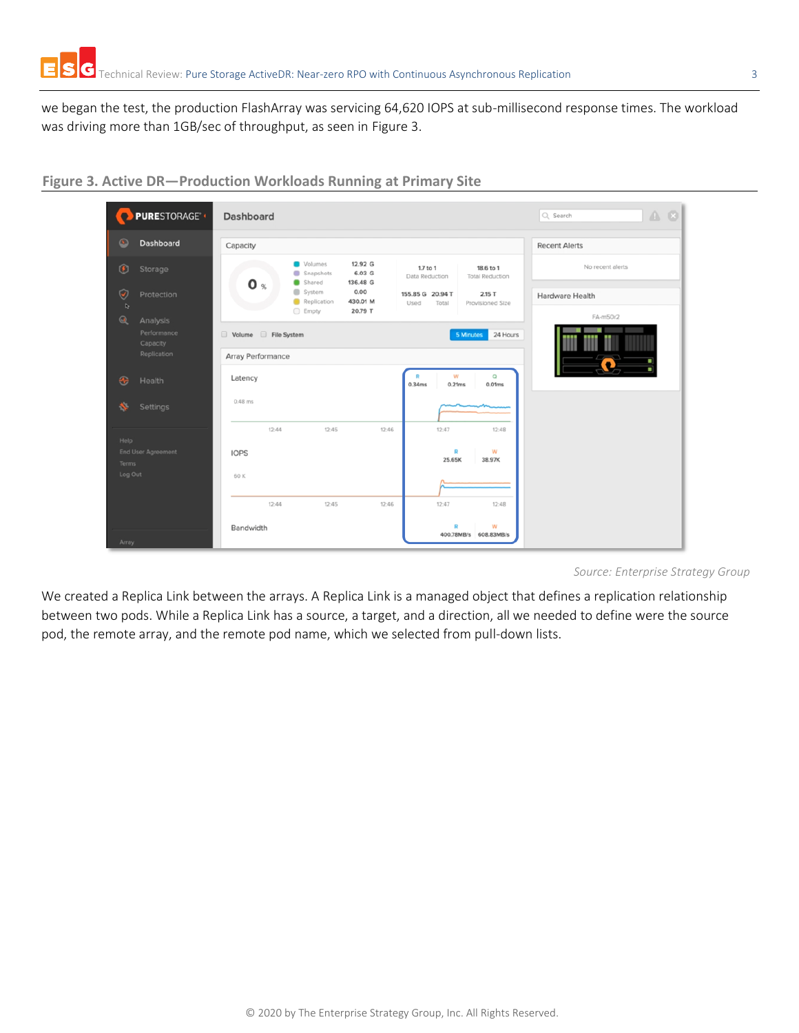we began the test, the production FlashArray was servicing 64,620 IOPS at sub-millisecond response times. The workload was driving more than 1GB/sec of throughput, as seen in Figure 3.

**Figure 3. Active DR—Production Workloads Running at Primary Site**

*Source: Enterprise Strategy Group*

We created a Replica Link between the arrays. A Replica Link is a managed object that defines a replication relationship between two pods. While a Replica Link has a source, a target, and a direction, all we needed to define were the source pod, the remote array, and the remote pod name, which we selected from pull-down lists.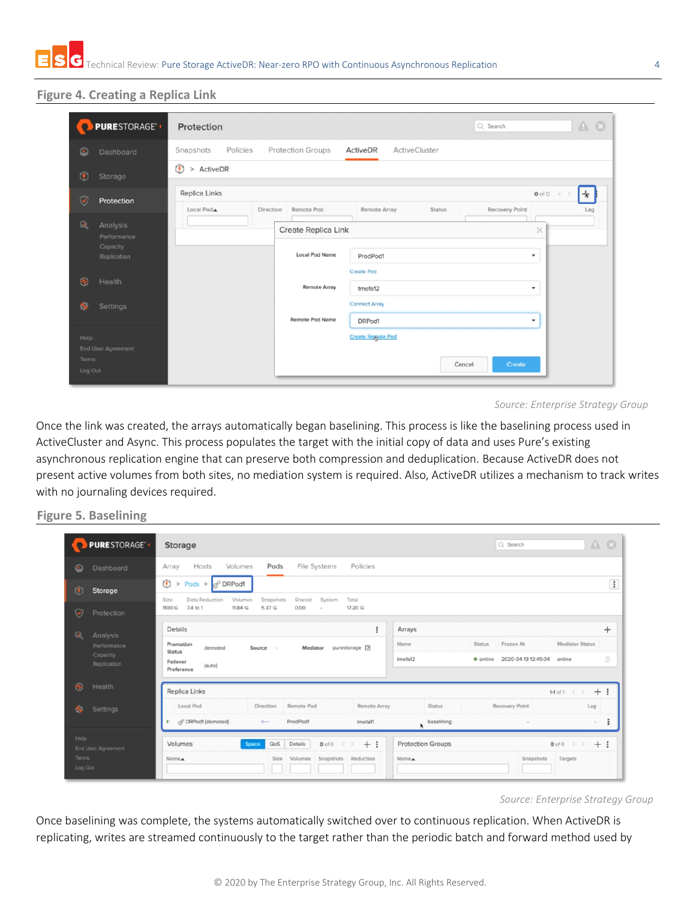### Figure 4. Creating a Replica Link

*Source: Enterprise Strategy Group*

Once the link was created, the arrays automatically began baselining. This process is like the baselining process used in ActiveCluster and Async. This process populates the target with the initial copy of data and uses Pure's existing asynchronous replication engine that can preserve both compression and deduplication. Because ActiveDR does not present active volumes from both sites, no mediation system is required. Also, ActiveDR utilizes a mechanism to track writes with no journaling devices required.

### Figure 5. Baselining

*Source: Enterprise Strategy Group*

Once baselining was complete, the systems automatically switched over to continuous replication. When ActiveDR is replicating, writes are streamed continuously to the target rather than the periodic batch and forward method used by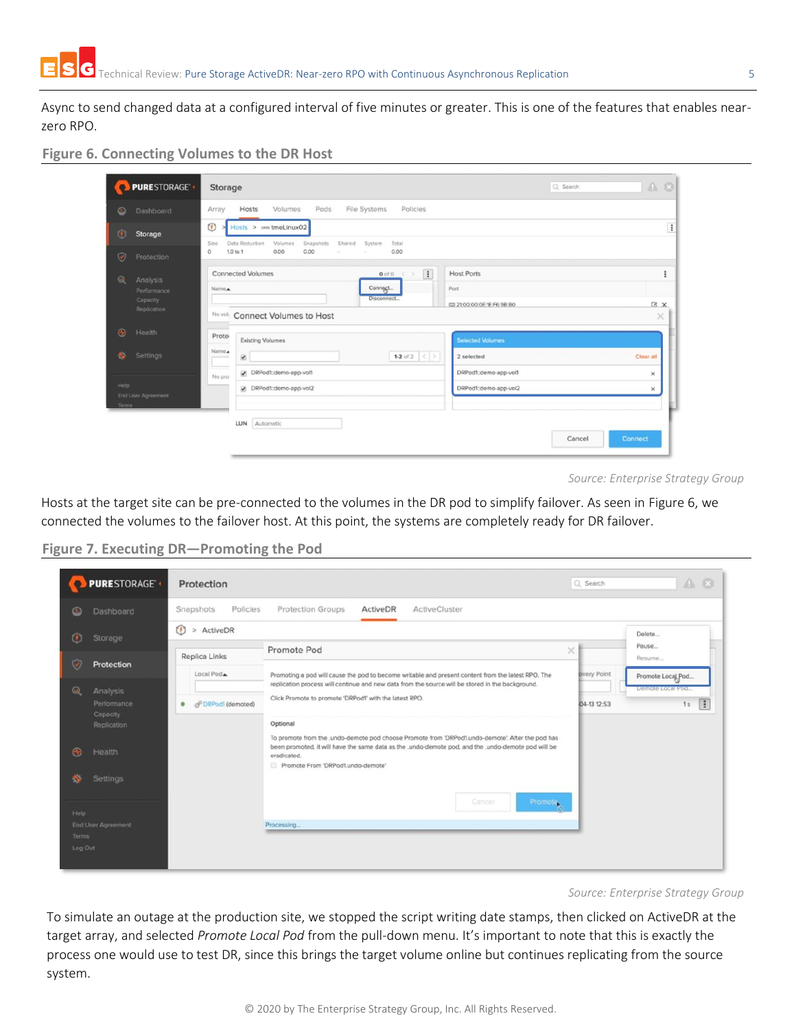Async to send changed data at a configured interval of five minutes or greater. This is one of the features that enables near-zero RPO.

### Figure 6. Connecting Volumes to the DR Host

*Source: Enterprise Strategy Group*

Hosts at the target site can be pre-connected to the volumes in the DR pod to simplify failover. As seen in Figure 6, we connected the volumes to the failover host. At this point, the systems are completely ready for DR failover.

### Figure 7. Executing DR—Promoting the Pod

*Source: Enterprise Strategy Group*

To simulate an outage at the production site, we stopped the script writing date stamps, then clicked on ActiveDR at the target array, and selected *Promote Local Pod* from the pull-down menu. It's important to note that this is exactly the process one would use to test DR, since this brings the target volume online but continues replicating from the source system.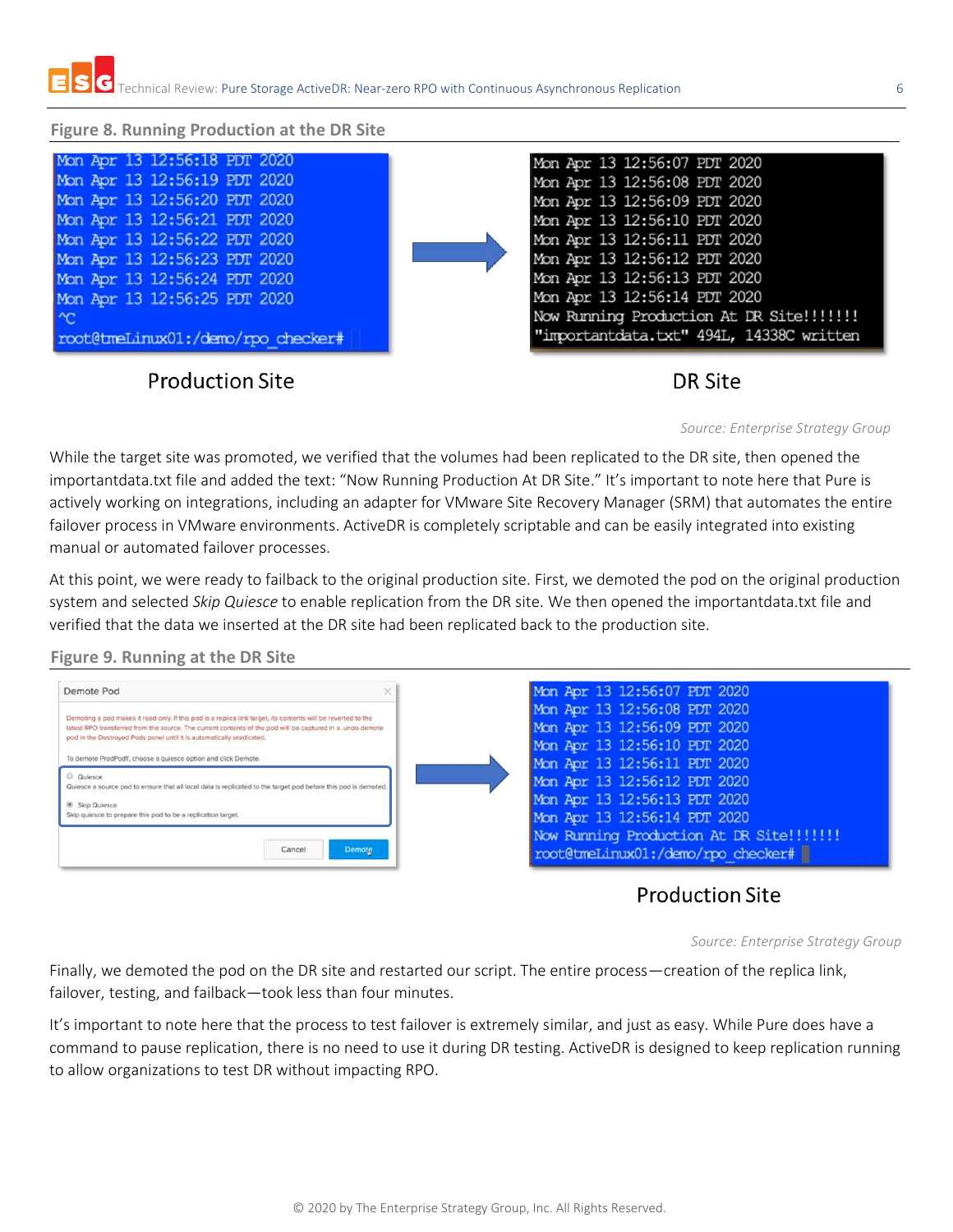**Figure 8. Running Production at the DR Site**

```
Mon Apr 13 12:56:18 PDT 2020
Mon Apr 13 12:56:19 PDT 2020
Mon Apr 13 12:56:20 PDT 2020
Mon Apr 13 12:56:21 PDT 2020
Mon Apr 13 12:56:22 PDT 2020
Mon Apr 13 12:56:23 PDT 2020
Mon Apr 13 12:56:24 PDT 2020
Mon Apr 13 12:56:25 PDT 2020
^C
root@tmeLinux01:/demo/rpo_checker#
```

Production Site

```
Mon Apr 13 12:56:07 PDT 2020
Mon Apr 13 12:56:08 PDT 2020
Mon Apr 13 12:56:09 PDT 2020
Mon Apr 13 12:56:10 PDT 2020
Mon Apr 13 12:56:11 PDT 2020
Mon Apr 13 12:56:12 PDT 2020
Mon Apr 13 12:56:13 PDT 2020
Mon Apr 13 12:56:14 PDT 2020
Now Running Production At DR Site!!!!!!!
"importantdata.txt" 494L, 14338C written
```

DR Site

*Source: Enterprise Strategy Group*

While the target site was promoted, we verified that the volumes had been replicated to the DR site, then opened the importantdata.txt file and added the text: "Now Running Production At DR Site." It's important to note here that Pure is actively working on integrations, including an adapter for VMware Site Recovery Manager (SRM) that automates the entire failover process in VMware environments. ActiveDR is completely scriptable and can be easily integrated into existing manual or automated failover processes.

At this point, we were ready to failback to the original production site. First, we demoted the pod on the original production system and selected *Skip Quiesce* to enable replication from the DR site. We then opened the importantdata.txt file and verified that the data we inserted at the DR site had been replicated back to the production site.

**Figure 9. Running at the DR Site**

Demote Pod

Demoting a pod makes it read-only. If this pod is a replica link target, its contents will be reverted to the latest RPO transferred from the source. The current contents of the pod will be captured in a .undo-demote pod in the Destroyed Pods panel until it is automatically eradicated.

To demote ProdPodT, choose a quiesce option and click Demote.

- Quiesce
  Quiesce a source pod to ensure that all local data is replicated to the target pod before this pod is demoted.
- Skip Quiesce
  Skip quiesce to prepare this pod to be a replication target.

Cancel | Demote

```
Mon Apr 13 12:56:07 PDT 2020
Mon Apr 13 12:56:08 PDT 2020
Mon Apr 13 12:56:09 PDT 2020
Mon Apr 13 12:56:10 PDT 2020
Mon Apr 13 12:56:11 PDT 2020
Mon Apr 13 12:56:12 PDT 2020
Mon Apr 13 12:56:13 PDT 2020
Mon Apr 13 12:56:14 PDT 2020
Now Running Production At DR Site!!!!!!!
root@tmeLinux01:/demo/rpo_checker#
```

Production Site

*Source: Enterprise Strategy Group*

Finally, we demoted the pod on the DR site and restarted our script. The entire process—creation of the replica link, failover, testing, and failback—took less than four minutes.

It's important to note here that the process to test failover is extremely similar, and just as easy. While Pure does have a command to pause replication, there is no need to use it during DR testing. ActiveDR is designed to keep replication running to allow organizations to test DR without impacting RPO.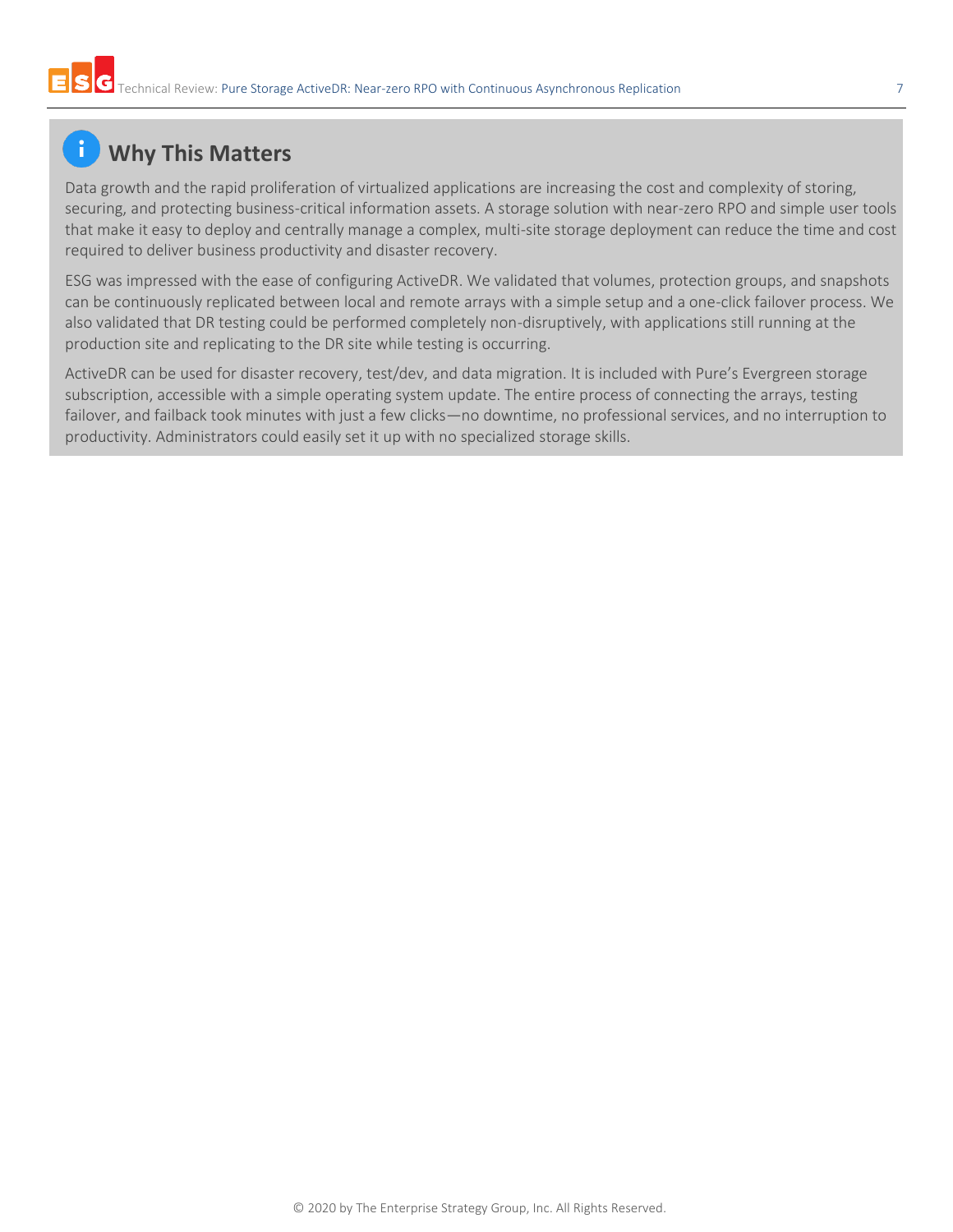## Why This Matters

Data growth and the rapid proliferation of virtualized applications are increasing the cost and complexity of storing, securing, and protecting business-critical information assets. A storage solution with near-zero RPO and simple user tools that make it easy to deploy and centrally manage a complex, multi-site storage deployment can reduce the time and cost required to deliver business productivity and disaster recovery.

ESG was impressed with the ease of configuring ActiveDR. We validated that volumes, protection groups, and snapshots can be continuously replicated between local and remote arrays with a simple setup and a one-click failover process. We also validated that DR testing could be performed completely non-disruptively, with applications still running at the production site and replicating to the DR site while testing is occurring.

ActiveDR can be used for disaster recovery, test/dev, and data migration. It is included with Pure's Evergreen storage subscription, accessible with a simple operating system update. The entire process of connecting the arrays, testing failover, and failback took minutes with just a few clicks—no downtime, no professional services, and no interruption to productivity. Administrators could easily set it up with no specialized storage skills.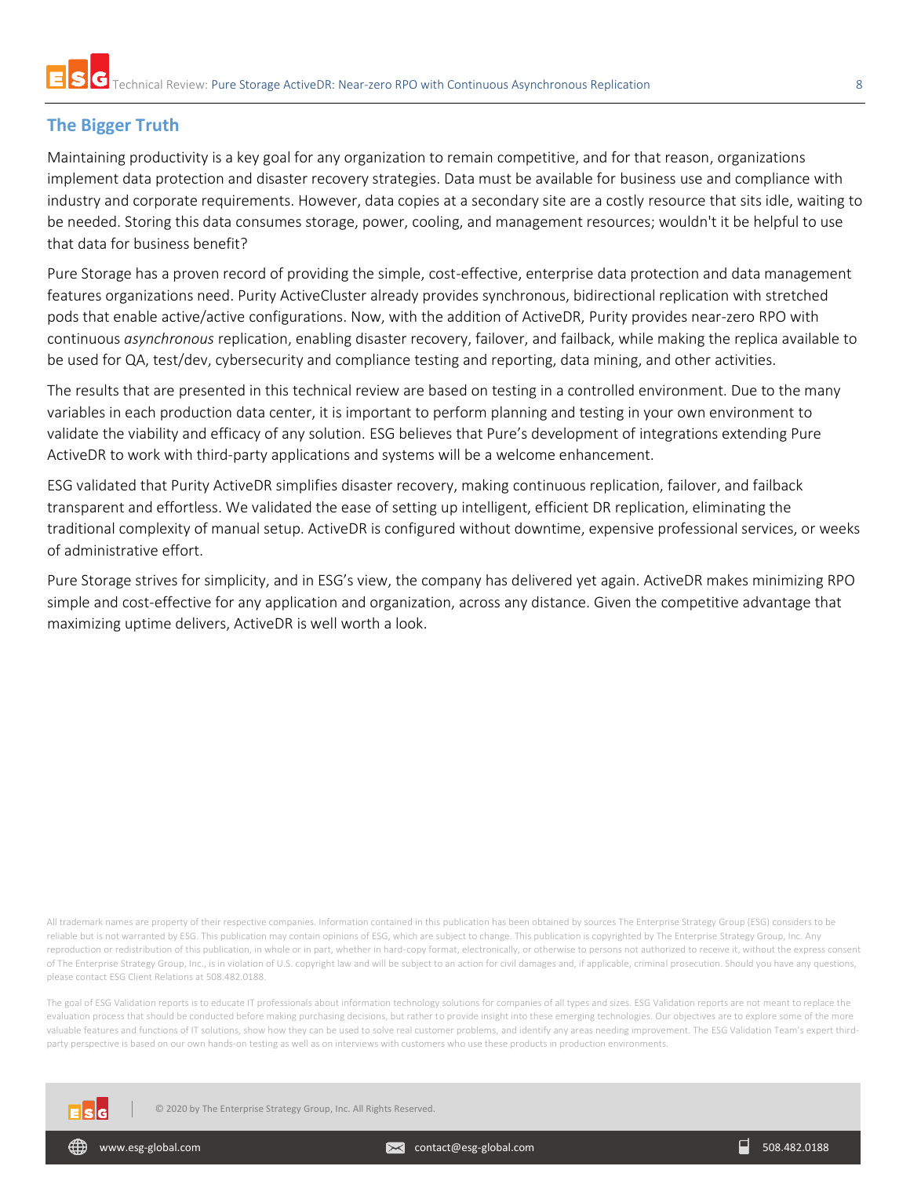## The Bigger Truth

Maintaining productivity is a key goal for any organization to remain competitive, and for that reason, organizations implement data protection and disaster recovery strategies. Data must be available for business use and compliance with industry and corporate requirements. However, data copies at a secondary site are a costly resource that sits idle, waiting to be needed. Storing this data consumes storage, power, cooling, and management resources; wouldn't it be helpful to use that data for business benefit?

Pure Storage has a proven record of providing the simple, cost-effective, enterprise data protection and data management features organizations need. Purity ActiveCluster already provides synchronous, bidirectional replication with stretched pods that enable active/active configurations. Now, with the addition of ActiveDR, Purity provides near-zero RPO with continuous *asynchronous* replication, enabling disaster recovery, failover, and failback, while making the replica available to be used for QA, test/dev, cybersecurity and compliance testing and reporting, data mining, and other activities.

The results that are presented in this technical review are based on testing in a controlled environment. Due to the many variables in each production data center, it is important to perform planning and testing in your own environment to validate the viability and efficacy of any solution. ESG believes that Pure's development of integrations extending Pure ActiveDR to work with third-party applications and systems will be a welcome enhancement.

ESG validated that Purity ActiveDR simplifies disaster recovery, making continuous replication, failover, and failback transparent and effortless. We validated the ease of setting up intelligent, efficient DR replication, eliminating the traditional complexity of manual setup. ActiveDR is configured without downtime, expensive professional services, or weeks of administrative effort.

Pure Storage strives for simplicity, and in ESG's view, the company has delivered yet again. ActiveDR makes minimizing RPO simple and cost-effective for any application and organization, across any distance. Given the competitive advantage that maximizing uptime delivers, ActiveDR is well worth a look.

All trademark names are property of their respective companies. Information contained in this publication has been obtained by sources The Enterprise Strategy Group (ESG) considers to be reliable but is not warranted by ESG. This publication may contain opinions of ESG, which are subject to change. This publication is copyrighted by The Enterprise Strategy Group, Inc. Any reproduction or redistribution of this publication, in whole or in part, whether in hard-copy format, electronically, or otherwise to persons not authorized to receive it, without the express consent of The Enterprise Strategy Group, Inc., is in violation of U.S. copyright law and will be subject to an action for civil damages and, if applicable, criminal prosecution. Should you have any questions, please contact ESG Client Relations at 508.482.0188.

The goal of ESG Validation reports is to educate IT professionals about information technology solutions for companies of all types and sizes. ESG Validation reports are not meant to replace the evaluation process that should be conducted before making purchasing decisions, but rather to provide insight into these emerging technologies. Our objectives are to explore some of the more valuable features and functions of IT solutions, show how they can be used to solve real customer problems, and identify any areas needing improvement. The ESG Validation Team's expert third-party perspective is based on our own hands-on testing as well as on interviews with customers who use these products in production environments.

© 2020 by The Enterprise Strategy Group, Inc. All Rights Reserved.

www.esg-global.com contact@esg-global.com 508.482.0188